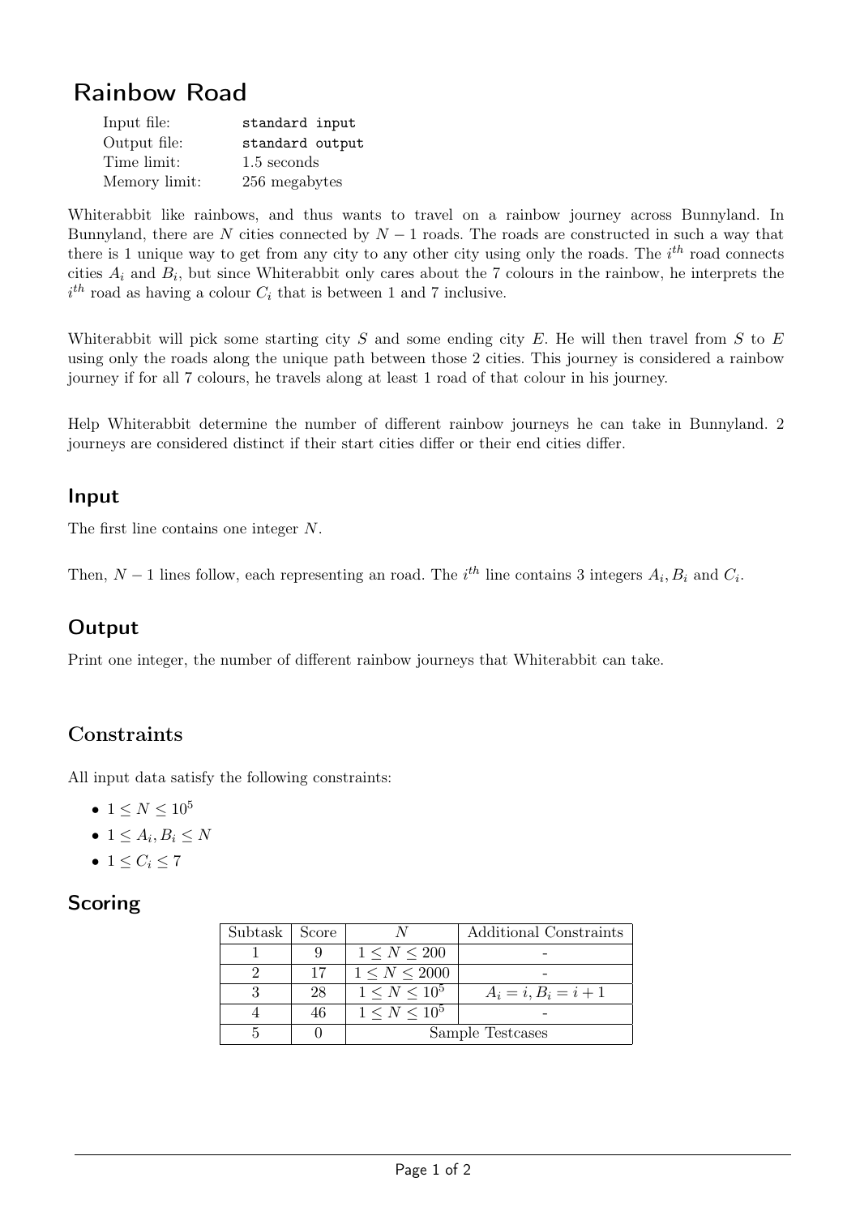# Rainbow Road

| | |
|---|---|
| Input file: | standard input |
| Output file: | standard output |
| Time limit: | 1.5 seconds |
| Memory limit: | 256 megabytes |

Whiterabbit like rainbows, and thus wants to travel on a rainbow journey across Bunnyland. In Bunnyland, there are $N$ cities connected by $N-1$ roads. The roads are constructed in such a way that there is 1 unique way to get from any city to any other city using only the roads. The $i^{th}$ road connects cities $A_i$ and $B_i$, but since Whiterabbit only cares about the 7 colours in the rainbow, he interprets the $i^{th}$ road as having a colour $C_i$ that is between 1 and 7 inclusive.

Whiterabbit will pick some starting city $S$ and some ending city $E$. He will then travel from $S$ to $E$ using only the roads along the unique path between those 2 cities. This journey is considered a rainbow journey if for all 7 colours, he travels along at least 1 road of that colour in his journey.

Help Whiterabbit determine the number of different rainbow journeys he can take in Bunnyland. 2 journeys are considered distinct if their start cities differ or their end cities differ.

## Input

The first line contains one integer $N$.

Then, $N-1$ lines follow, each representing an road. The $i^{th}$ line contains 3 integers $A_i, B_i$ and $C_i$.

## Output

Print one integer, the number of different rainbow journeys that Whiterabbit can take.

## Constraints

All input data satisfy the following constraints:

- $1 \leq N \leq 10^5$
- $1 \leq A_i, B_i \leq N$
- $1 \leq C_i \leq 7$

## Scoring

| Subtask | Score | $N$ | Additional Constraints |
|---|---|---|---|
| 1 | 9 | $1 \leq N \leq 200$ | - |
| 2 | 17 | $1 \leq N \leq 2000$ | - |
| 3 | 28 | $1 \leq N \leq 10^5$ | $A_i = i, B_i = i+1$ |
| 4 | 46 | $1 \leq N \leq 10^5$ | - |
| 5 | 0 | Sample Testcases | |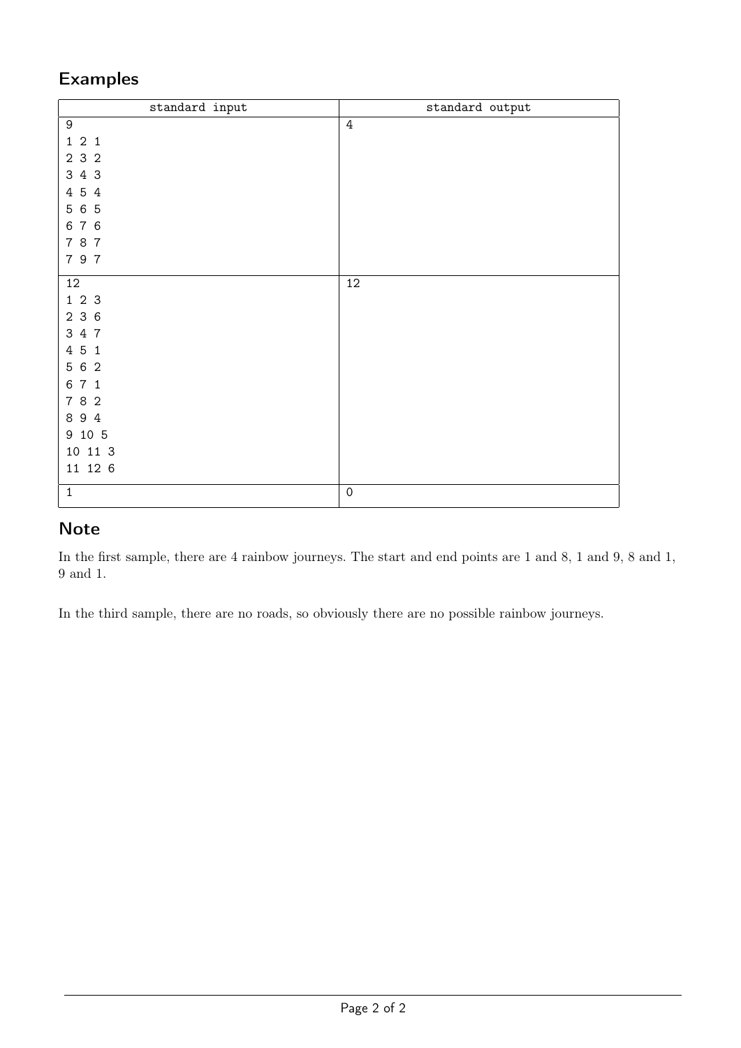## Examples

| standard input | standard output |
|---|---|
| 9<br>1 2 1<br>2 3 2<br>3 4 3<br>4 5 4<br>5 6 5<br>6 7 6<br>7 8 7<br>7 9 7 | 4 |
| 12<br>1 2 3<br>2 3 6<br>3 4 7<br>4 5 1<br>5 6 2<br>6 7 1<br>7 8 2<br>8 9 4<br>9 10 5<br>10 11 3<br>11 12 6 | 12 |
| 1 | 0 |

## Note

In the first sample, there are 4 rainbow journeys. The start and end points are 1 and 8, 1 and 9, 8 and 1, 9 and 1.

In the third sample, there are no roads, so obviously there are no possible rainbow journeys.